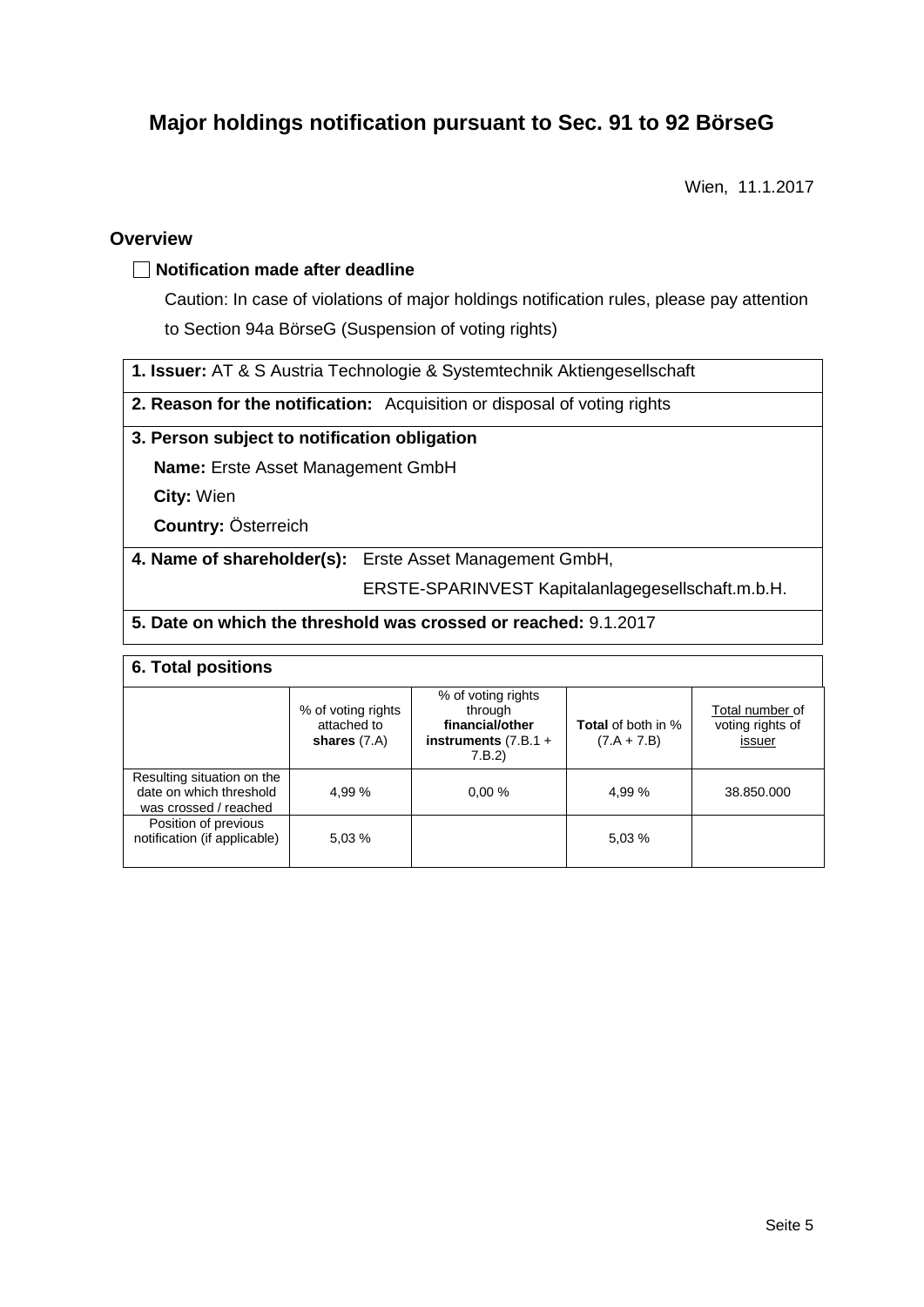# Major holdings notification pursuant to Sec. 91 to 92 BörseG

Wien, 11.1.2017

## Overview

☐ **Notification made after deadline**

Caution: In case of violations of major holdings notification rules, please pay attention to Section 94a BörseG (Suspension of voting rights)

**1. Issuer:** AT & S Austria Technologie & Systemtechnik Aktiengesellschaft

**2. Reason for the notification:** Acquisition or disposal of voting rights

**3. Person subject to notification obligation**

**Name:** Erste Asset Management GmbH

**City:** Wien

**Country:** Österreich

**4. Name of shareholder(s):** Erste Asset Management GmbH, ERSTE-SPARINVEST Kapitalanlagegesellschaft.m.b.H.

**5. Date on which the threshold was crossed or reached:** 9.1.2017

**6. Total positions**

| | % of voting rights attached to **shares** (7.A) | % of voting rights through **financial/other instruments** (7.B.1 + 7.B.2) | **Total** of both in % (7.A + 7.B) | Total number of voting rights of issuer |
|---|---|---|---|---|
| Resulting situation on the date on which threshold was crossed / reached | 4,99 % | 0,00 % | 4,99 % | 38.850.000 |
| Position of previous notification (if applicable) | 5,03 % | | 5,03 % | |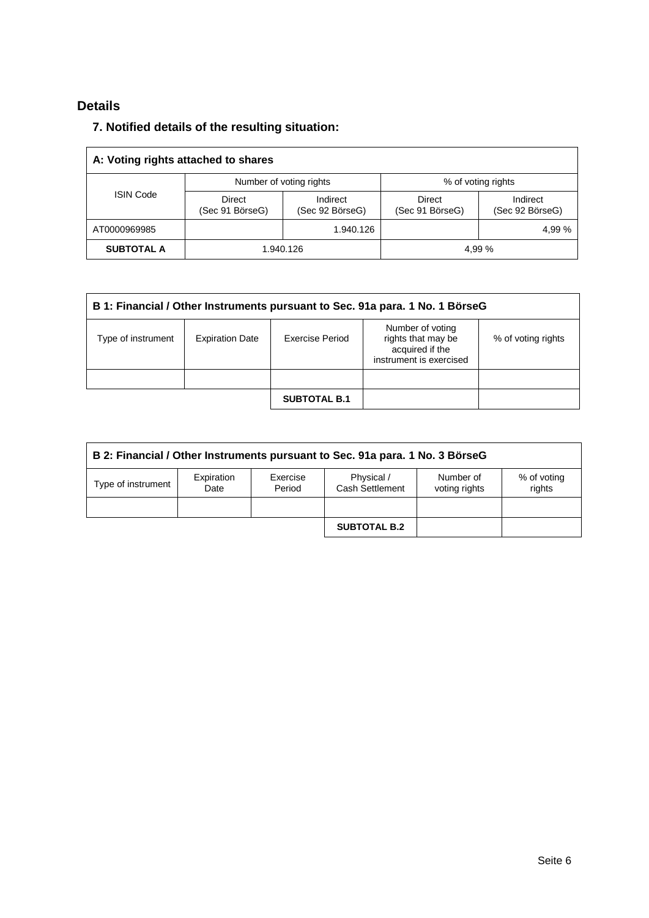## Details

### 7. Notified details of the resulting situation:

| A: Voting rights attached to shares | | | | |
|---|---|---|---|---|
| ISIN Code | Number of voting rights | | % of voting rights | |
| | Direct (Sec 91 BörseG) | Indirect (Sec 92 BörseG) | Direct (Sec 91 BörseG) | Indirect (Sec 92 BörseG) |
| AT0000969985 | | 1.940.126 | | 4,99 % |
| **SUBTOTAL A** | 1.940.126 | | 4,99 % | |

| B 1: Financial / Other Instruments pursuant to Sec. 91a para. 1 No. 1 BörseG | | | | |
|---|---|---|---|---|
| Type of instrument | Expiration Date | Exercise Period | Number of voting rights that may be acquired if the instrument is exercised | % of voting rights |
| | | | | |
| | | **SUBTOTAL B.1** | | |

| B 2: Financial / Other Instruments pursuant to Sec. 91a para. 1 No. 3 BörseG | | | | | |
|---|---|---|---|---|---|
| Type of instrument | Expiration Date | Exercise Period | Physical / Cash Settlement | Number of voting rights | % of voting rights |
| | | | | | |
| | | | **SUBTOTAL B.2** | | |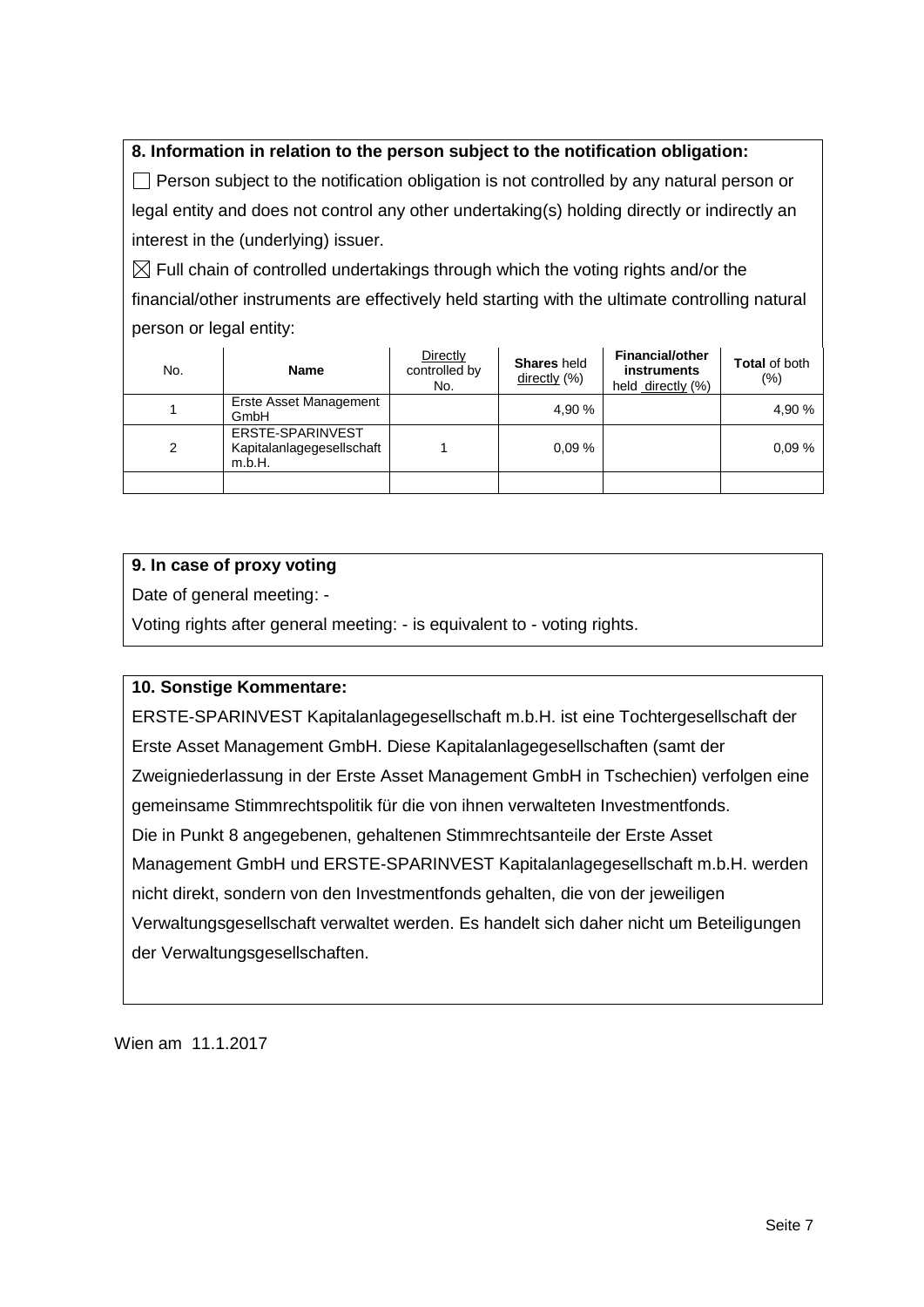**8. Information in relation to the person subject to the notification obligation:**

☐ Person subject to the notification obligation is not controlled by any natural person or legal entity and does not control any other undertaking(s) holding directly or indirectly an interest in the (underlying) issuer.

☒ Full chain of controlled undertakings through which the voting rights and/or the financial/other instruments are effectively held starting with the ultimate controlling natural person or legal entity:

| No. | Name | Directly controlled by No. | **Shares** held directly (%) | **Financial/other instruments** held directly (%) | **Total** of both (%) |
|---|---|---|---|---|---|
| 1 | Erste Asset Management GmbH | | 4,90 % | | 4,90 % |
| 2 | ERSTE-SPARINVEST Kapitalanlagegesellschaft m.b.H. | 1 | 0,09 % | | 0,09 % |
| | | | | | |

**9. In case of proxy voting**

Date of general meeting: -

Voting rights after general meeting: - is equivalent to - voting rights.

**10. Sonstige Kommentare:**

ERSTE-SPARINVEST Kapitalanlagegesellschaft m.b.H. ist eine Tochtergesellschaft der Erste Asset Management GmbH. Diese Kapitalanlagegesellschaften (samt der Zweigniederlassung in der Erste Asset Management GmbH in Tschechien) verfolgen eine gemeinsame Stimmrechtspolitik für die von ihnen verwalteten Investmentfonds.

Die in Punkt 8 angegebenen, gehaltenen Stimmrechtsanteile der Erste Asset Management GmbH und ERSTE-SPARINVEST Kapitalanlagegesellschaft m.b.H. werden nicht direkt, sondern von den Investmentfonds gehalten, die von der jeweiligen Verwaltungsgesellschaft verwaltet werden. Es handelt sich daher nicht um Beteiligungen der Verwaltungsgesellschaften.

Wien am 11.1.2017